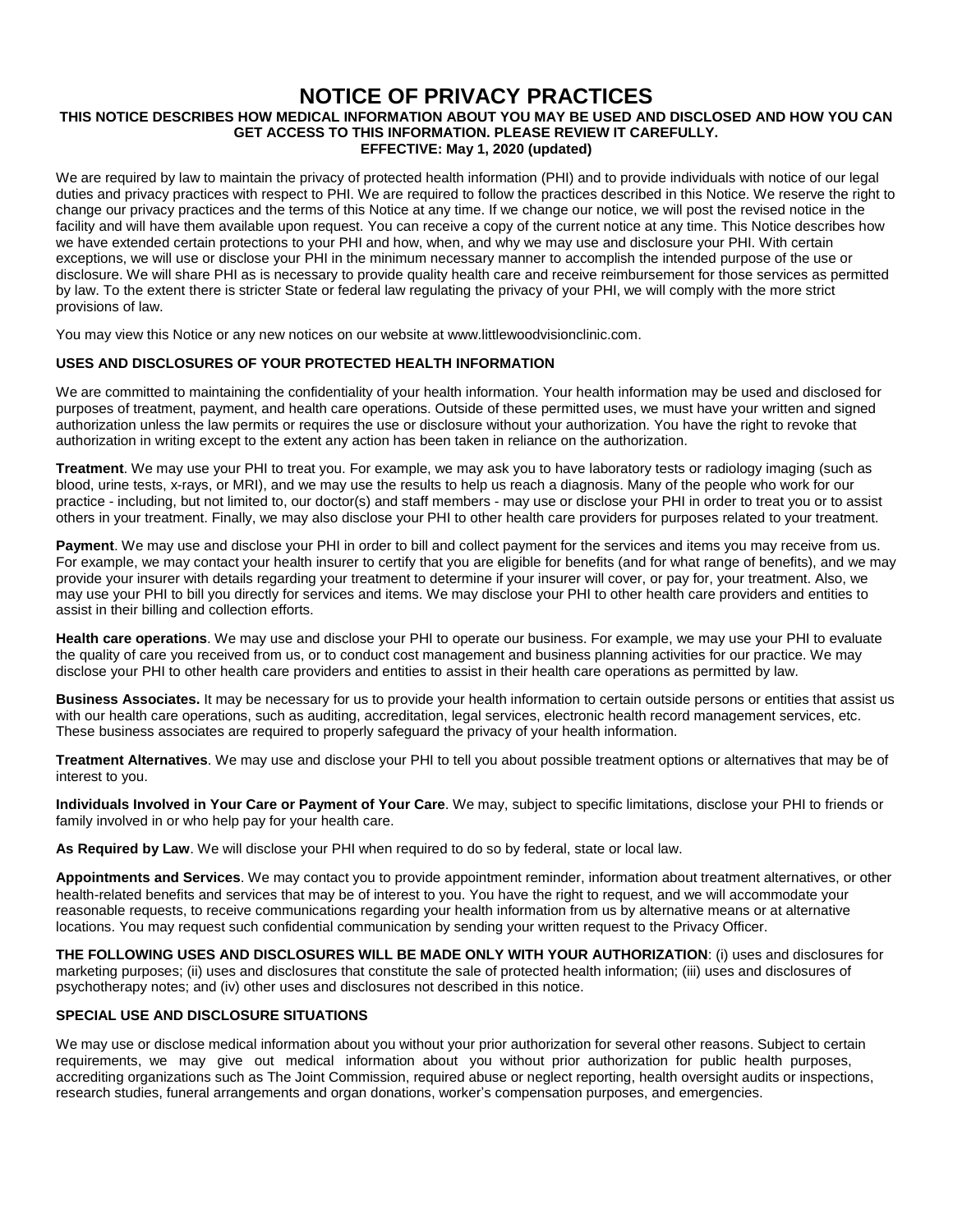# NOTICE OF PRIVACY PRACTICES

**THIS NOTICE DESCRIBES HOW MEDICAL INFORMATION ABOUT YOU MAY BE USED AND DISCLOSED AND HOW YOU CAN GET ACCESS TO THIS INFORMATION. PLEASE REVIEW IT CAREFULLY.**
**EFFECTIVE: May 1, 2020 (updated)**

We are required by law to maintain the privacy of protected health information (PHI) and to provide individuals with notice of our legal duties and privacy practices with respect to PHI. We are required to follow the practices described in this Notice. We reserve the right to change our privacy practices and the terms of this Notice at any time. If we change our notice, we will post the revised notice in the facility and will have them available upon request. You can receive a copy of the current notice at any time. This Notice describes how we have extended certain protections to your PHI and how, when, and why we may use and disclosure your PHI. With certain exceptions, we will use or disclose your PHI in the minimum necessary manner to accomplish the intended purpose of the use or disclosure. We will share PHI as is necessary to provide quality health care and receive reimbursement for those services as permitted by law. To the extent there is stricter State or federal law regulating the privacy of your PHI, we will comply with the more strict provisions of law.

You may view this Notice or any new notices on our website at www.littlewoodvisionclinic.com.

## USES AND DISCLOSURES OF YOUR PROTECTED HEALTH INFORMATION

We are committed to maintaining the confidentiality of your health information. Your health information may be used and disclosed for purposes of treatment, payment, and health care operations. Outside of these permitted uses, we must have your written and signed authorization unless the law permits or requires the use or disclosure without your authorization. You have the right to revoke that authorization in writing except to the extent any action has been taken in reliance on the authorization.

**Treatment**. We may use your PHI to treat you. For example, we may ask you to have laboratory tests or radiology imaging (such as blood, urine tests, x-rays, or MRI), and we may use the results to help us reach a diagnosis. Many of the people who work for our practice - including, but not limited to, our doctor(s) and staff members - may use or disclose your PHI in order to treat you or to assist others in your treatment. Finally, we may also disclose your PHI to other health care providers for purposes related to your treatment.

**Payment**. We may use and disclose your PHI in order to bill and collect payment for the services and items you may receive from us. For example, we may contact your health insurer to certify that you are eligible for benefits (and for what range of benefits), and we may provide your insurer with details regarding your treatment to determine if your insurer will cover, or pay for, your treatment. Also, we may use your PHI to bill you directly for services and items. We may disclose your PHI to other health care providers and entities to assist in their billing and collection efforts.

**Health care operations**. We may use and disclose your PHI to operate our business. For example, we may use your PHI to evaluate the quality of care you received from us, or to conduct cost management and business planning activities for our practice. We may disclose your PHI to other health care providers and entities to assist in their health care operations as permitted by law.

**Business Associates.** It may be necessary for us to provide your health information to certain outside persons or entities that assist us with our health care operations, such as auditing, accreditation, legal services, electronic health record management services, etc. These business associates are required to properly safeguard the privacy of your health information.

**Treatment Alternatives**. We may use and disclose your PHI to tell you about possible treatment options or alternatives that may be of interest to you.

**Individuals Involved in Your Care or Payment of Your Care**. We may, subject to specific limitations, disclose your PHI to friends or family involved in or who help pay for your health care.

**As Required by Law**. We will disclose your PHI when required to do so by federal, state or local law.

**Appointments and Services**. We may contact you to provide appointment reminder, information about treatment alternatives, or other health-related benefits and services that may be of interest to you. You have the right to request, and we will accommodate your reasonable requests, to receive communications regarding your health information from us by alternative means or at alternative locations. You may request such confidential communication by sending your written request to the Privacy Officer.

**THE FOLLOWING USES AND DISCLOSURES WILL BE MADE ONLY WITH YOUR AUTHORIZATION**: (i) uses and disclosures for marketing purposes; (ii) uses and disclosures that constitute the sale of protected health information; (iii) uses and disclosures of psychotherapy notes; and (iv) other uses and disclosures not described in this notice.

## SPECIAL USE AND DISCLOSURE SITUATIONS

We may use or disclose medical information about you without your prior authorization for several other reasons. Subject to certain requirements, we may give out medical information about you without prior authorization for public health purposes, accrediting organizations such as The Joint Commission, required abuse or neglect reporting, health oversight audits or inspections, research studies, funeral arrangements and organ donations, worker's compensation purposes, and emergencies.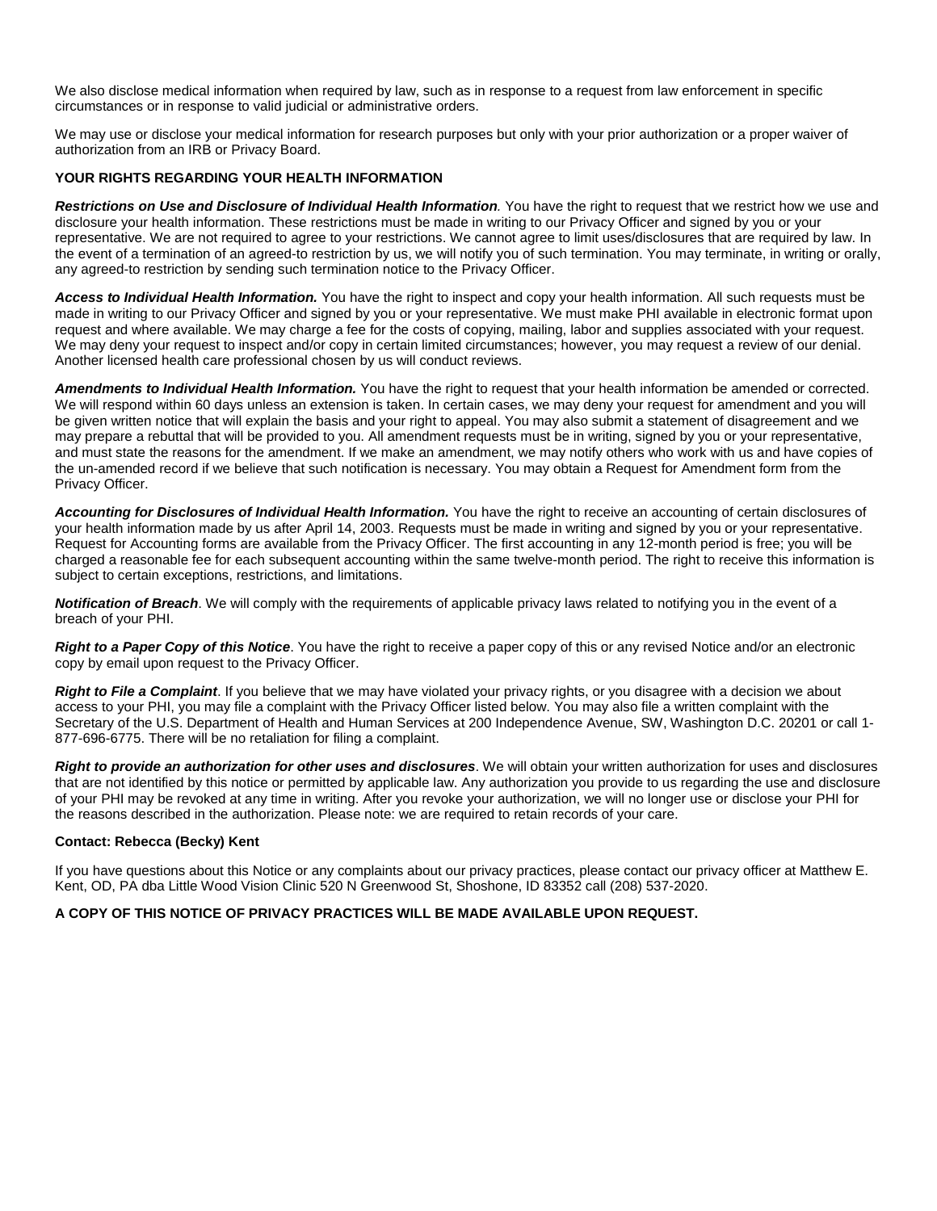We also disclose medical information when required by law, such as in response to a request from law enforcement in specific circumstances or in response to valid judicial or administrative orders.

We may use or disclose your medical information for research purposes but only with your prior authorization or a proper waiver of authorization from an IRB or Privacy Board.

**YOUR RIGHTS REGARDING YOUR HEALTH INFORMATION**

***Restrictions on Use and Disclosure of Individual Health Information**.* You have the right to request that we restrict how we use and disclosure your health information. These restrictions must be made in writing to our Privacy Officer and signed by you or your representative. We are not required to agree to your restrictions. We cannot agree to limit uses/disclosures that are required by law. In the event of a termination of an agreed-to restriction by us, we will notify you of such termination. You may terminate, in writing or orally, any agreed-to restriction by sending such termination notice to the Privacy Officer.

***Access to Individual Health Information.*** You have the right to inspect and copy your health information. All such requests must be made in writing to our Privacy Officer and signed by you or your representative. We must make PHI available in electronic format upon request and where available. We may charge a fee for the costs of copying, mailing, labor and supplies associated with your request. We may deny your request to inspect and/or copy in certain limited circumstances; however, you may request a review of our denial. Another licensed health care professional chosen by us will conduct reviews.

***Amendments to Individual Health Information.*** You have the right to request that your health information be amended or corrected. We will respond within 60 days unless an extension is taken. In certain cases, we may deny your request for amendment and you will be given written notice that will explain the basis and your right to appeal. You may also submit a statement of disagreement and we may prepare a rebuttal that will be provided to you. All amendment requests must be in writing, signed by you or your representative, and must state the reasons for the amendment. If we make an amendment, we may notify others who work with us and have copies of the un-amended record if we believe that such notification is necessary. You may obtain a Request for Amendment form from the Privacy Officer.

***Accounting for Disclosures of Individual Health Information.*** You have the right to receive an accounting of certain disclosures of your health information made by us after April 14, 2003. Requests must be made in writing and signed by you or your representative. Request for Accounting forms are available from the Privacy Officer. The first accounting in any 12-month period is free; you will be charged a reasonable fee for each subsequent accounting within the same twelve-month period. The right to receive this information is subject to certain exceptions, restrictions, and limitations.

***Notification of Breach***. We will comply with the requirements of applicable privacy laws related to notifying you in the event of a breach of your PHI.

***Right to a Paper Copy of this Notice***. You have the right to receive a paper copy of this or any revised Notice and/or an electronic copy by email upon request to the Privacy Officer.

***Right to File a Complaint***. If you believe that we may have violated your privacy rights, or you disagree with a decision we about access to your PHI, you may file a complaint with the Privacy Officer listed below. You may also file a written complaint with the Secretary of the U.S. Department of Health and Human Services at 200 Independence Avenue, SW, Washington D.C. 20201 or call 1-877-696-6775. There will be no retaliation for filing a complaint.

***Right to provide an authorization for other uses and disclosures***. We will obtain your written authorization for uses and disclosures that are not identified by this notice or permitted by applicable law. Any authorization you provide to us regarding the use and disclosure of your PHI may be revoked at any time in writing. After you revoke your authorization, we will no longer use or disclose your PHI for the reasons described in the authorization. Please note: we are required to retain records of your care.

**Contact: Rebecca (Becky) Kent**

If you have questions about this Notice or any complaints about our privacy practices, please contact our privacy officer at Matthew E. Kent, OD, PA dba Little Wood Vision Clinic 520 N Greenwood St, Shoshone, ID 83352 call (208) 537-2020.

**A COPY OF THIS NOTICE OF PRIVACY PRACTICES WILL BE MADE AVAILABLE UPON REQUEST.**